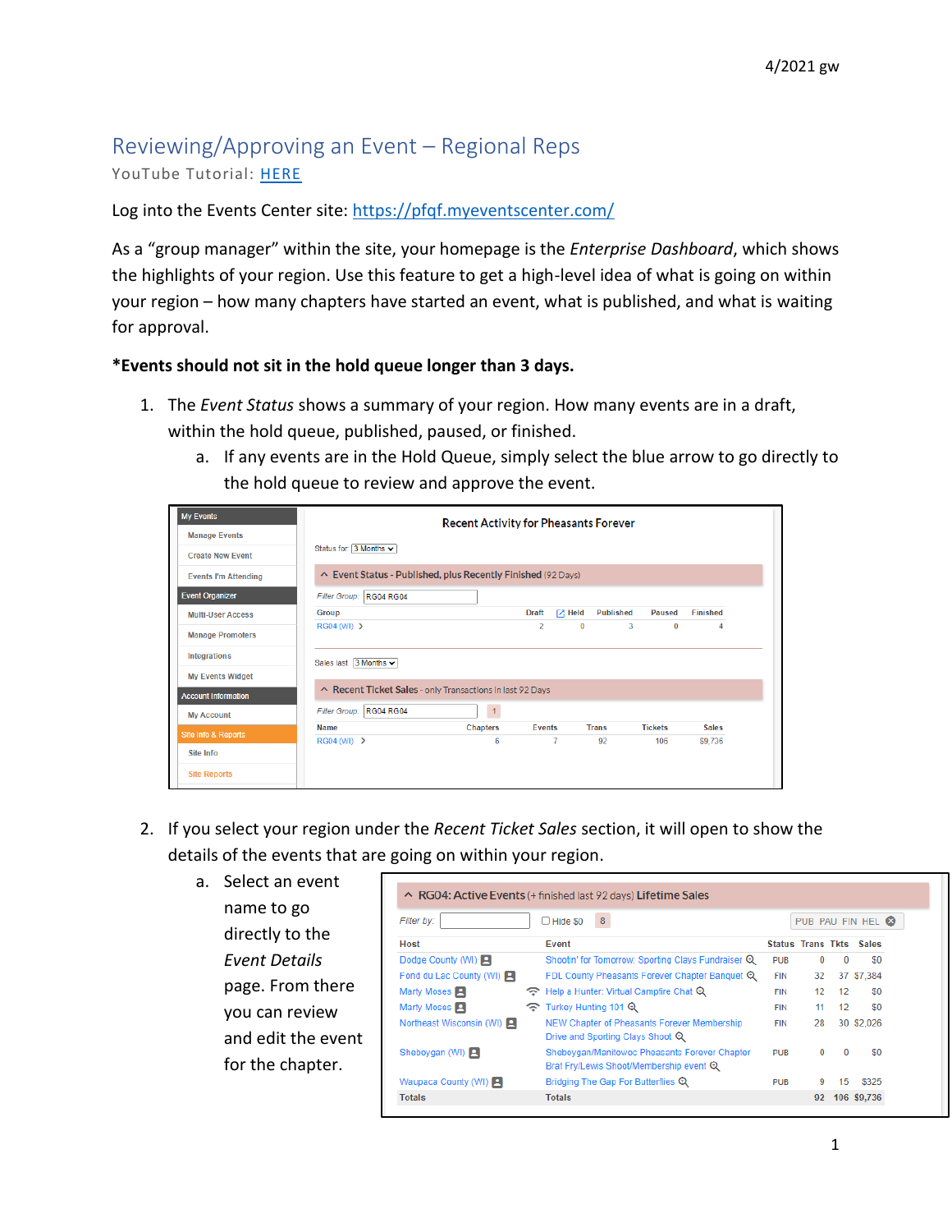4/2021 gw

# Reviewing/Approving an Event – Regional Reps

YouTube Tutorial: HERE

Log into the Events Center site: https://pfqf.myeventscenter.com/

As a "group manager" within the site, your homepage is the *Enterprise Dashboard*, which shows the highlights of your region. Use this feature to get a high-level idea of what is going on within your region – how many chapters have started an event, what is published, and what is waiting for approval.

**\*Events should not sit in the hold queue longer than 3 days.**

1. The *Event Status* shows a summary of your region. How many events are in a draft, within the hold queue, published, paused, or finished.
   a. If any events are in the Hold Queue, simply select the blue arrow to go directly to the hold queue to review and approve the event.

2. If you select your region under the *Recent Ticket Sales* section, it will open to show the details of the events that are going on within your region.
   a. Select an event name to go directly to the *Event Details* page. From there you can review and edit the event for the chapter.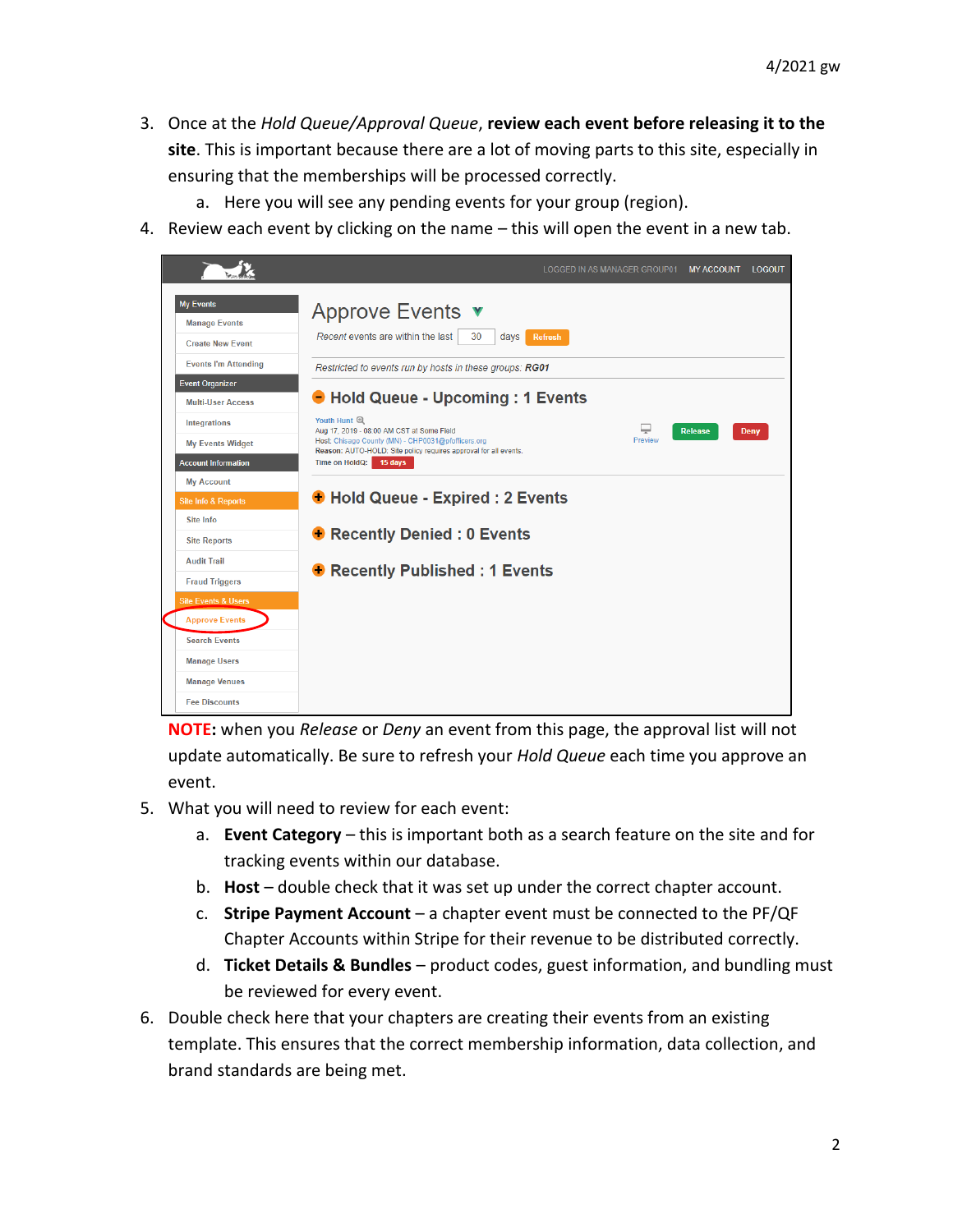3. Once at the *Hold Queue/Approval Queue*, **review each event before releasing it to the site**. This is important because there are a lot of moving parts to this site, especially in ensuring that the memberships will be processed correctly.
    a. Here you will see any pending events for your group (region).
4. Review each event by clicking on the name – this will open the event in a new tab.

**NOTE:** when you *Release* or *Deny* an event from this page, the approval list will not update automatically. Be sure to refresh your *Hold Queue* each time you approve an event.

5. What you will need to review for each event:
    a. **Event Category** – this is important both as a search feature on the site and for tracking events within our database.
    b. **Host** – double check that it was set up under the correct chapter account.
    c. **Stripe Payment Account** – a chapter event must be connected to the PF/QF Chapter Accounts within Stripe for their revenue to be distributed correctly.
    d. **Ticket Details & Bundles** – product codes, guest information, and bundling must be reviewed for every event.
6. Double check here that your chapters are creating their events from an existing template. This ensures that the correct membership information, data collection, and brand standards are being met.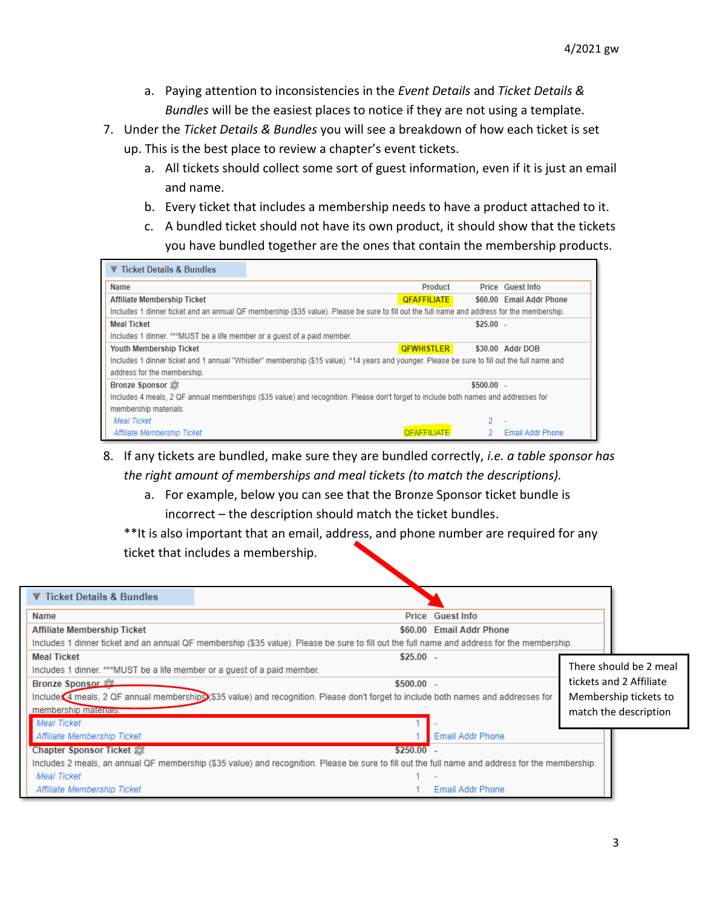a. Paying attention to inconsistencies in the *Event Details* and *Ticket Details & Bundles* will be the easiest places to notice if they are not using a template.

7. Under the *Ticket Details & Bundles* you will see a breakdown of how each ticket is set up. This is the best place to review a chapter's event tickets.
   a. All tickets should collect some sort of guest information, even if it is just an email and name.
   b. Every ticket that includes a membership needs to have a product attached to it.
   c. A bundled ticket should not have its own product, it should show that the tickets you have bundled together are the ones that contain the membership products.

**▼ Ticket Details & Bundles**

| Name | Product | Price | Guest Info |
|---|---|---|---|
| **Affiliate Membership Ticket**<br>Includes 1 dinner ticket and an annual QF membership ($35 value). Please be sure to fill out the full name and address for the membership. | QFAFFILIATE | $60.00 | Email Addr Phone |
| **Meal Ticket**<br>Includes 1 dinner. ***MUST be a life member or a guest of a paid member. | | $25.00 | - |
| **Youth Membership Ticket**<br>Includes 1 dinner ticket and 1 annual "Whistler" membership ($15 value). *14 years and younger. Please be sure to fill out the full name and address for the membership. | QFWHISTLER | $30.00 | Addr DOB |
| **Bronze Sponsor**<br>Includes 4 meals, 2 QF annual memberships ($35 value) and recognition. Please don't forget to include both names and addresses for membership materials. | | $500.00 | - |
| *Meal Ticket* | | 2 | - |
| *Affiliate Membership Ticket* | QFAFFILIATE | 2 | Email Addr Phone |

8. If any tickets are bundled, make sure they are bundled correctly, *i.e. a table sponsor has the right amount of memberships and meal tickets (to match the descriptions).*
   a. For example, below you can see that the Bronze Sponsor ticket bundle is incorrect – the description should match the ticket bundles.

**It is also important that an email, address, and phone number are required for any ticket that includes a membership.

**▼ Ticket Details & Bundles**

| Name | Price | Guest Info |
|---|---|---|
| **Affiliate Membership Ticket**<br>Includes 1 dinner ticket and an annual QF membership ($35 value). Please be sure to fill out the full name and address for the membership. | $60.00 | Email Addr Phone |
| **Meal Ticket**<br>Includes 1 dinner. ***MUST be a life member or a guest of a paid member. | $25.00 | - |
| **Bronze Sponsor**<br>Includes 4 meals, 2 QF annual memberships ($35 value) and recognition. Please don't forget to include both names and addresses for membership materials. | $500.00 | - |
| *Meal Ticket* | 1 | - |
| *Affiliate Membership Ticket* | 1 | Email Addr Phone |
| **Chapter Sponsor Ticket**<br>Includes 2 meals, an annual QF membership ($35 value) and recognition. Please be sure to fill out the full name and address for the membership. | $250.00 | - |
| *Meal Ticket* | 1 | - |
| *Affiliate Membership Ticket* | 1 | Email Addr Phone |

There should be 2 meal tickets and 2 Affiliate Membership tickets to match the description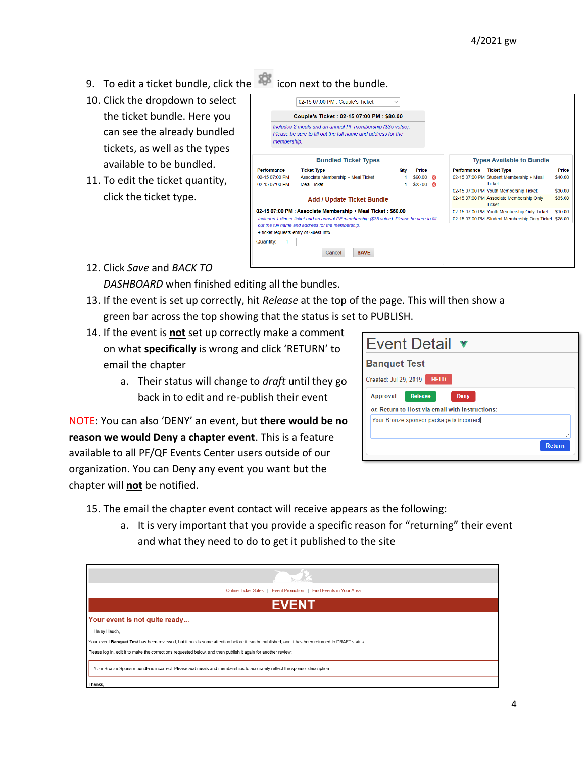9. To edit a ticket bundle, click the icon next to the bundle.
10. Click the dropdown to select the ticket bundle. Here you can see the already bundled tickets, as well as the types available to be bundled.
11. To edit the ticket quantity, click the ticket type.

02-15 07:00 PM : Couple's Ticket

**Couple's Ticket : 02-15 07:00 PM : $80.00**

*Includes 2 meals and an annual PF membership ($35 value). Please be sure to fill out the full name and address for the membership.*

**Bundled Ticket Types**

| Performance | Ticket Type | Qty | Price |
|---|---|---|---|
| 02-15 07:00 PM | Associate Membership + Meal Ticket | 1 | $60.00 |
| 02-15 07:00 PM | Meal Ticket | 1 | $25.00 |

**Add / Update Ticket Bundle**

**02-15 07:00 PM : Associate Membership + Meal Ticket : $60.00**

*Includes 1 dinner ticket and an annual PF membership ($35 value). Please be sure to fill out the full name and address for the membership.*

+ ticket requests entry of Guest Info

Quantity: 1

Cancel SAVE

**Types Available to Bundle**

| Performance | Ticket Type | Price |
|---|---|---|
| 02-15 07:00 PM | Student Membership + Meal Ticket | $40.00 |
| 02-15 07:00 PM | Youth Membership Ticket | $30.00 |
| 02-15 07:00 PM | Associate Membership Only Ticket | $35.00 |
| 02-15 07:00 PM | Youth Membership Only Ticket | $10.00 |
| 02-15 07:00 PM | Student Membership Only Ticket | $25.00 |

12. Click *Save* and *BACK TO DASHBOARD* when finished editing all the bundles.
13. If the event is set up correctly, hit *Release* at the top of the page. This will then show a green bar across the top showing that the status is set to PUBLISH.
14. If the event is **not** set up correctly make a comment on what **specifically** is wrong and click 'RETURN' to email the chapter
    a. Their status will change to *draft* until they go back in to edit and re-publish their event

Event Detail

**Banquet Test**

Created: Jul 29, 2019 HELD

Approval: Release Deny

or, Return to Host via email with instructions:

Your Bronze sponsor package is incorrect

Return

NOTE: You can also 'DENY' an event, but **there would be no reason we would Deny a chapter event**. This is a feature available to all PF/QF Events Center users outside of our organization. You can Deny any event you want but the chapter will **not** be notified.

15. The email the chapter event contact will receive appears as the following:
    a. It is very important that you provide a specific reason for "returning" their event and what they need to do to get it published to the site

Online Ticket Sales | Event Promotion | Find Events in Your Area

**EVENT**

**Your event is not quite ready...**

Hi Haley Hauch,

Your event **Banquet Test** has been reviewed, but it needs some attention before it can be published, and it has been returned to DRAFT status.

Please log in, edit it to make the corrections requested below, and then publish it again for another review.

Your Bronze Sponsor bundle is incorrect. Please add meals and memberships to accurately reflect the sponsor description.

Thanks,